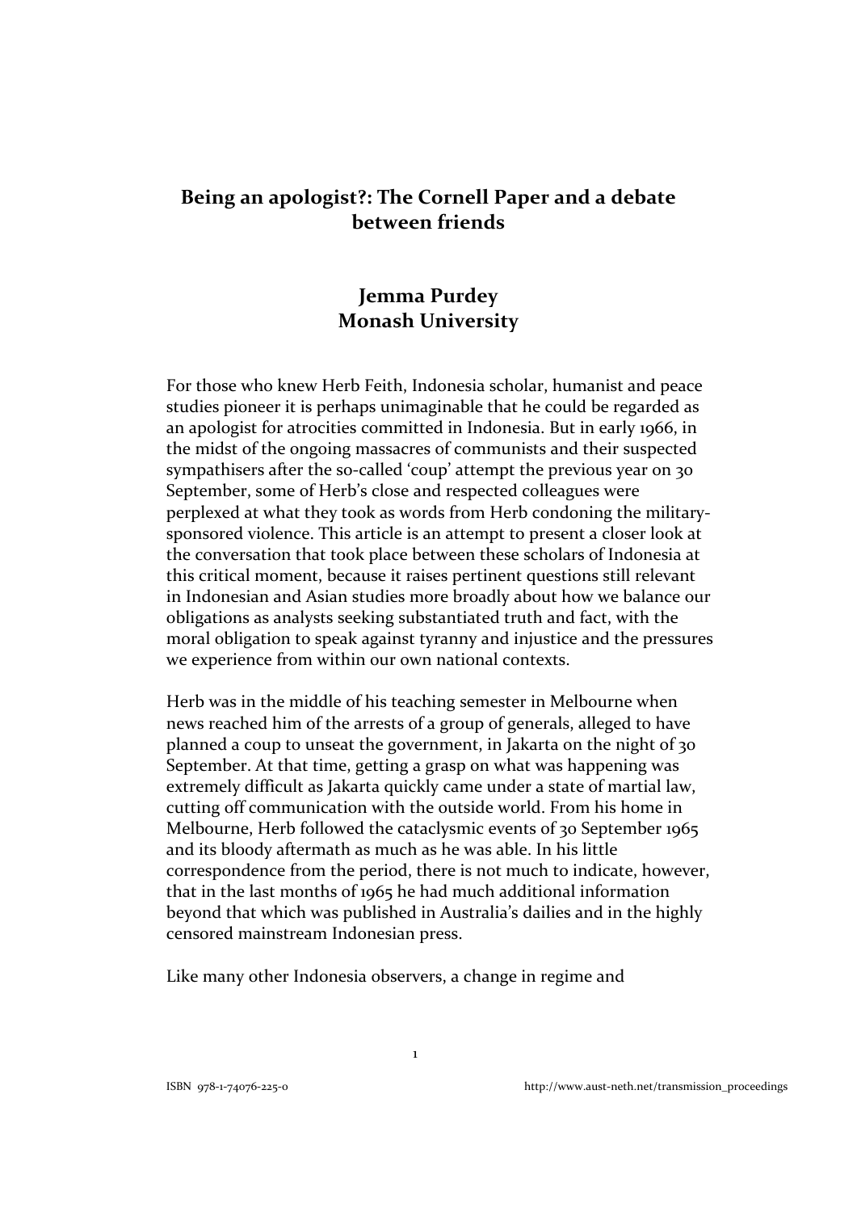# Being an apologist?: The Cornell Paper and a debate between friends

## Jemma Purdey
## Monash University

For those who knew Herb Feith, Indonesia scholar, humanist and peace studies pioneer it is perhaps unimaginable that he could be regarded as an apologist for atrocities committed in Indonesia. But in early 1966, in the midst of the ongoing massacres of communists and their suspected sympathisers after the so-called 'coup' attempt the previous year on 30 September, some of Herb's close and respected colleagues were perplexed at what they took as words from Herb condoning the military-sponsored violence. This article is an attempt to present a closer look at the conversation that took place between these scholars of Indonesia at this critical moment, because it raises pertinent questions still relevant in Indonesian and Asian studies more broadly about how we balance our obligations as analysts seeking substantiated truth and fact, with the moral obligation to speak against tyranny and injustice and the pressures we experience from within our own national contexts.

Herb was in the middle of his teaching semester in Melbourne when news reached him of the arrests of a group of generals, alleged to have planned a coup to unseat the government, in Jakarta on the night of 30 September. At that time, getting a grasp on what was happening was extremely difficult as Jakarta quickly came under a state of martial law, cutting off communication with the outside world. From his home in Melbourne, Herb followed the cataclysmic events of 30 September 1965 and its bloody aftermath as much as he was able. In his little correspondence from the period, there is not much to indicate, however, that in the last months of 1965 he had much additional information beyond that which was published in Australia's dailies and in the highly censored mainstream Indonesian press.

Like many other Indonesia observers, a change in regime and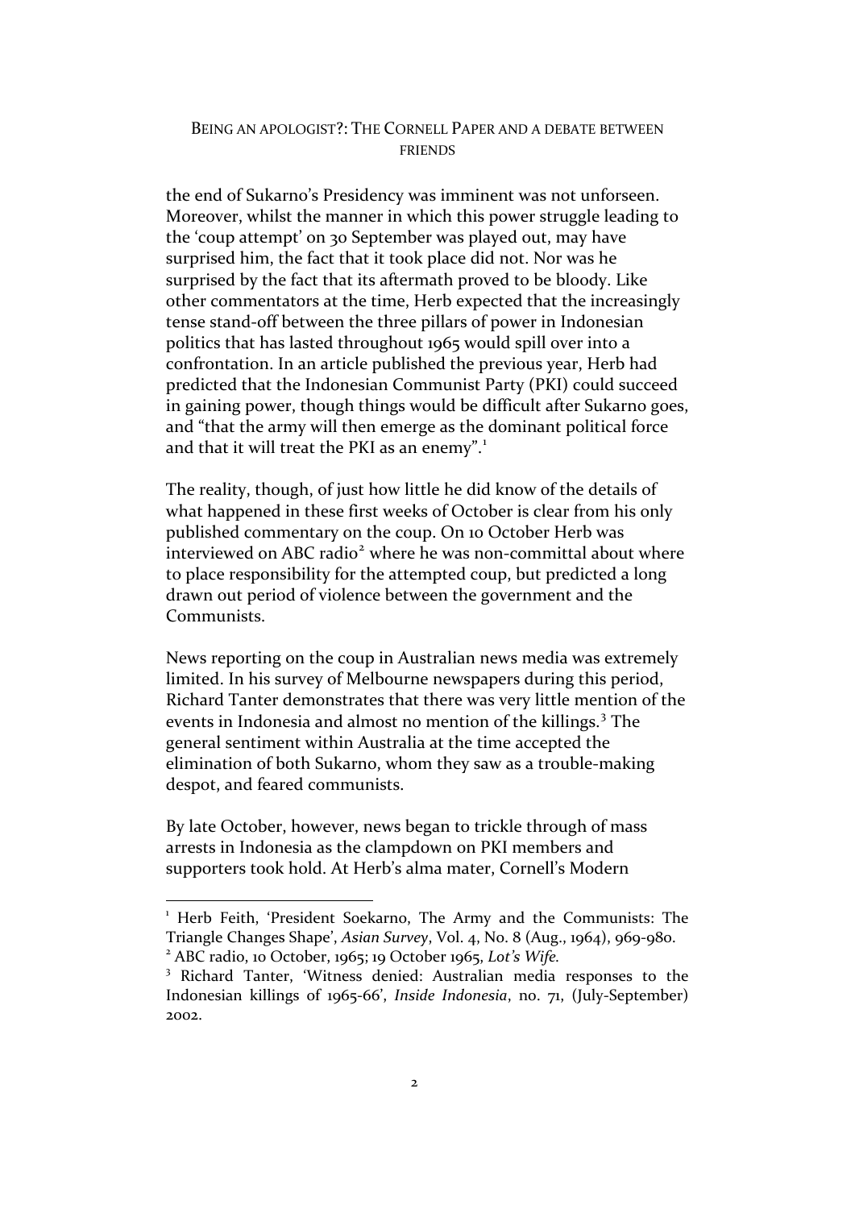the end of Sukarno's Presidency was imminent was not unforseen. Moreover, whilst the manner in which this power struggle leading to the 'coup attempt' on 30 September was played out, may have surprised him, the fact that it took place did not. Nor was he surprised by the fact that its aftermath proved to be bloody. Like other commentators at the time, Herb expected that the increasingly tense stand-off between the three pillars of power in Indonesian politics that has lasted throughout 1965 would spill over into a confrontation. In an article published the previous year, Herb had predicted that the Indonesian Communist Party (PKI) could succeed in gaining power, though things would be difficult after Sukarno goes, and "that the army will then emerge as the dominant political force and that it will treat the PKI as an enemy".[1]

The reality, though, of just how little he did know of the details of what happened in these first weeks of October is clear from his only published commentary on the coup. On 10 October Herb was interviewed on ABC radio[2] where he was non-committal about where to place responsibility for the attempted coup, but predicted a long drawn out period of violence between the government and the Communists.

News reporting on the coup in Australian news media was extremely limited. In his survey of Melbourne newspapers during this period, Richard Tanter demonstrates that there was very little mention of the events in Indonesia and almost no mention of the killings.[3] The general sentiment within Australia at the time accepted the elimination of both Sukarno, whom they saw as a trouble-making despot, and feared communists.

By late October, however, news began to trickle through of mass arrests in Indonesia as the clampdown on PKI members and supporters took hold. At Herb's alma mater, Cornell's Modern

---

[1] Herb Feith, 'President Soekarno, The Army and the Communists: The Triangle Changes Shape', *Asian Survey*, Vol. 4, No. 8 (Aug., 1964), 969-980.

[2] ABC radio, 10 October, 1965; 19 October 1965, *Lot's Wife.*

[3] Richard Tanter, 'Witness denied: Australian media responses to the Indonesian killings of 1965-66', *Inside Indonesia*, no. 71, (July-September) 2002.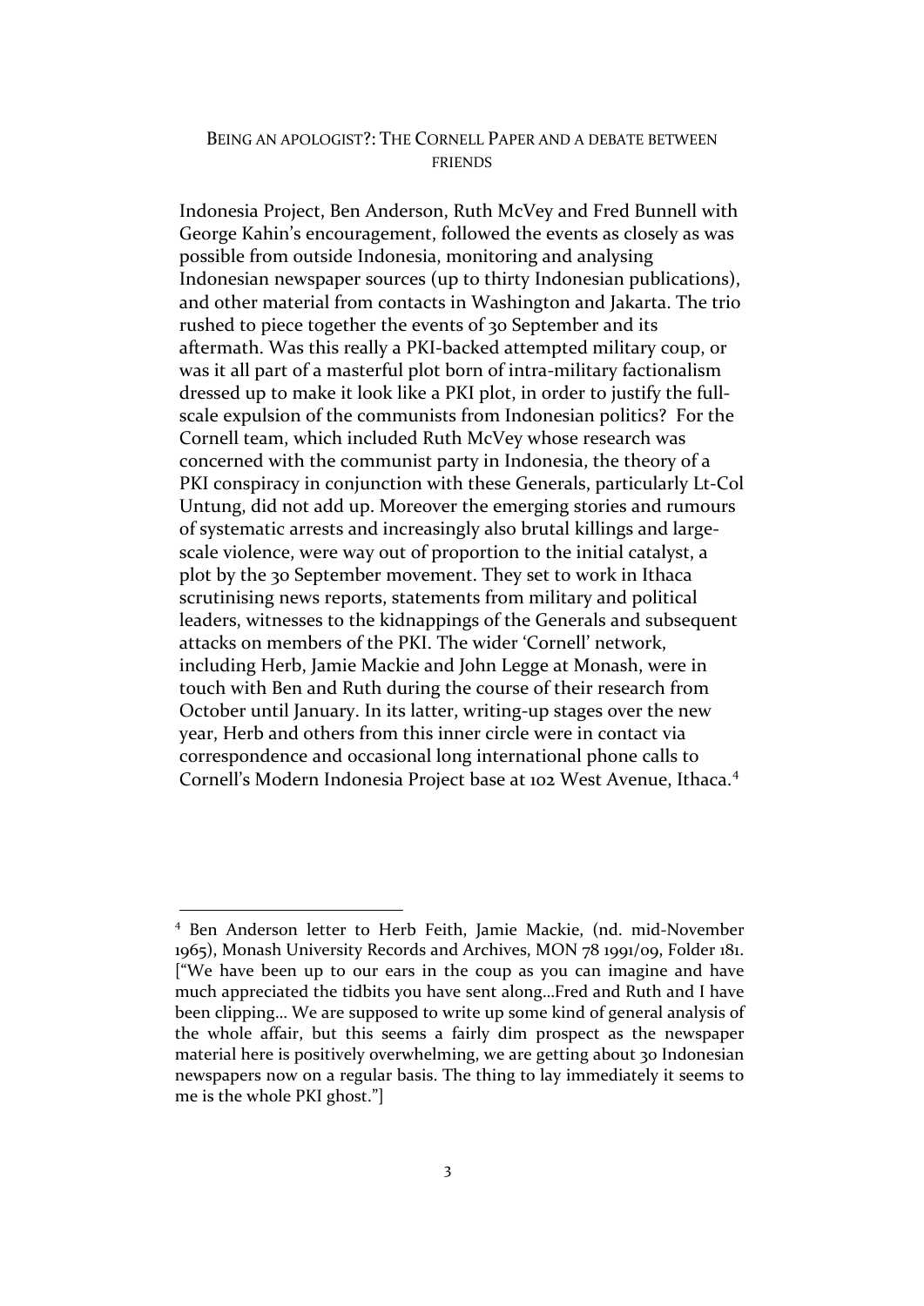Indonesia Project, Ben Anderson, Ruth McVey and Fred Bunnell with George Kahin's encouragement, followed the events as closely as was possible from outside Indonesia, monitoring and analysing Indonesian newspaper sources (up to thirty Indonesian publications), and other material from contacts in Washington and Jakarta. The trio rushed to piece together the events of 30 September and its aftermath. Was this really a PKI-backed attempted military coup, or was it all part of a masterful plot born of intra-military factionalism dressed up to make it look like a PKI plot, in order to justify the full-scale expulsion of the communists from Indonesian politics? For the Cornell team, which included Ruth McVey whose research was concerned with the communist party in Indonesia, the theory of a PKI conspiracy in conjunction with these Generals, particularly Lt-Col Untung, did not add up. Moreover the emerging stories and rumours of systematic arrests and increasingly also brutal killings and large-scale violence, were way out of proportion to the initial catalyst, a plot by the 30 September movement. They set to work in Ithaca scrutinising news reports, statements from military and political leaders, witnesses to the kidnappings of the Generals and subsequent attacks on members of the PKI. The wider 'Cornell' network, including Herb, Jamie Mackie and John Legge at Monash, were in touch with Ben and Ruth during the course of their research from October until January. In its latter, writing-up stages over the new year, Herb and others from this inner circle were in contact via correspondence and occasional long international phone calls to Cornell's Modern Indonesia Project base at 102 West Avenue, Ithaca.[4]

---

[4] Ben Anderson letter to Herb Feith, Jamie Mackie, (nd. mid-November 1965), Monash University Records and Archives, MON 78 1991/09, Folder 181. ["We have been up to our ears in the coup as you can imagine and have much appreciated the tidbits you have sent along…Fred and Ruth and I have been clipping… We are supposed to write up some kind of general analysis of the whole affair, but this seems a fairly dim prospect as the newspaper material here is positively overwhelming, we are getting about 30 Indonesian newspapers now on a regular basis. The thing to lay immediately it seems to me is the whole PKI ghost."]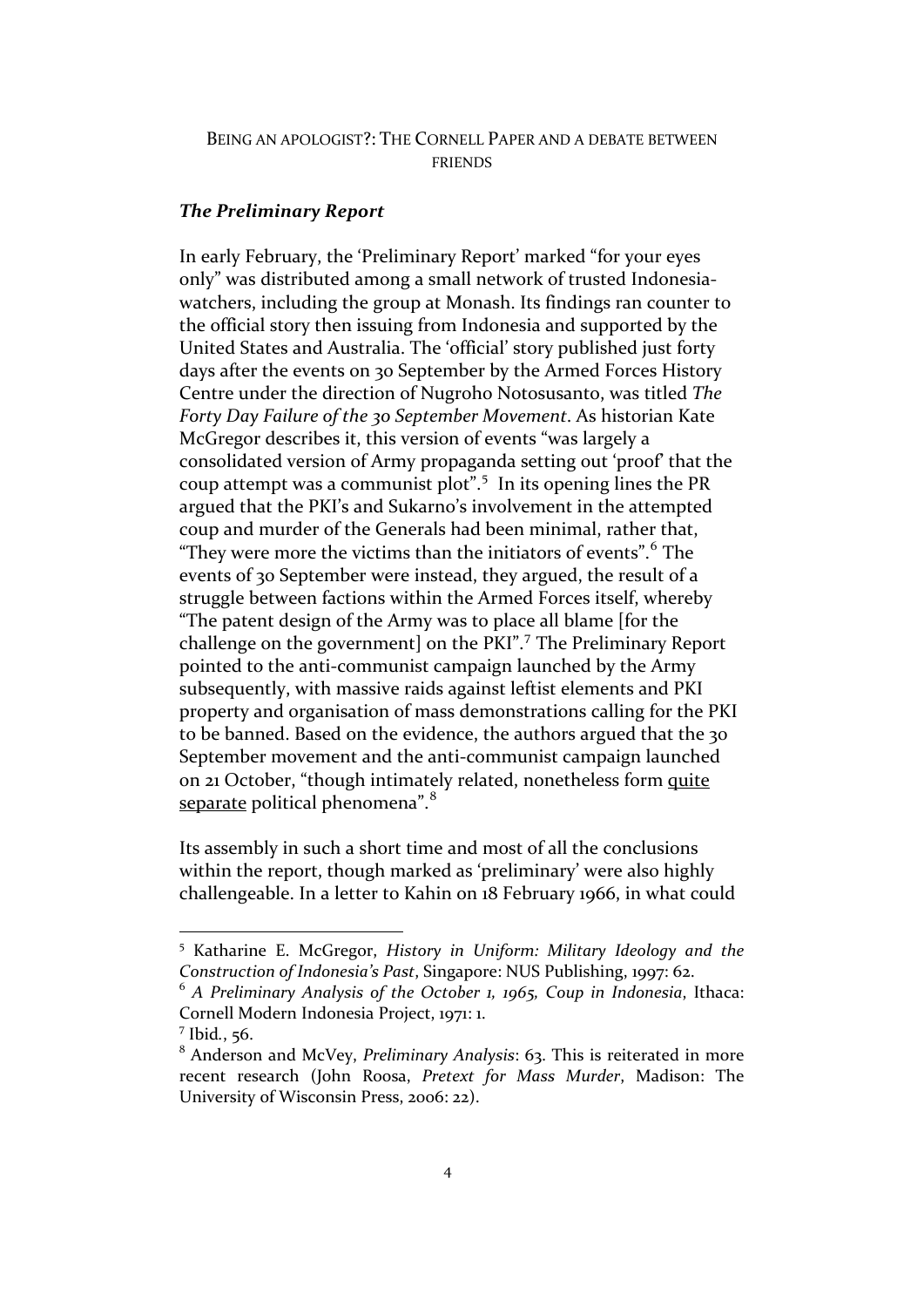BEING AN APOLOGIST?: THE CORNELL PAPER AND A DEBATE BETWEEN FRIENDS

### ***The Preliminary Report***

In early February, the 'Preliminary Report' marked "for your eyes only" was distributed among a small network of trusted Indonesia-watchers, including the group at Monash. Its findings ran counter to the official story then issuing from Indonesia and supported by the United States and Australia. The 'official' story published just forty days after the events on 30 September by the Armed Forces History Centre under the direction of Nugroho Notosusanto, was titled *The Forty Day Failure of the 30 September Movement*. As historian Kate McGregor describes it, this version of events "was largely a consolidated version of Army propaganda setting out 'proof' that the coup attempt was a communist plot".[5] In its opening lines the PR argued that the PKI's and Sukarno's involvement in the attempted coup and murder of the Generals had been minimal, rather that, "They were more the victims than the initiators of events".[6] The events of 30 September were instead, they argued, the result of a struggle between factions within the Armed Forces itself, whereby "The patent design of the Army was to place all blame [for the challenge on the government] on the PKI".[7] The Preliminary Report pointed to the anti-communist campaign launched by the Army subsequently, with massive raids against leftist elements and PKI property and organisation of mass demonstrations calling for the PKI to be banned. Based on the evidence, the authors argued that the 30 September movement and the anti-communist campaign launched on 21 October, "though intimately related, nonetheless form <u>quite separate</u> political phenomena".[8]

Its assembly in such a short time and most of all the conclusions within the report, though marked as 'preliminary' were also highly challengeable. In a letter to Kahin on 18 February 1966, in what could

---

[5] Katharine E. McGregor, *History in Uniform: Military Ideology and the Construction of Indonesia's Past*, Singapore: NUS Publishing, 1997: 62.

[6] *A Preliminary Analysis of the October 1, 1965, Coup in Indonesia*, Ithaca: Cornell Modern Indonesia Project, 1971: 1.

[7] Ibid., 56.

[8] Anderson and McVey, *Preliminary Analysis*: 63. This is reiterated in more recent research (John Roosa, *Pretext for Mass Murder*, Madison: The University of Wisconsin Press, 2006: 22).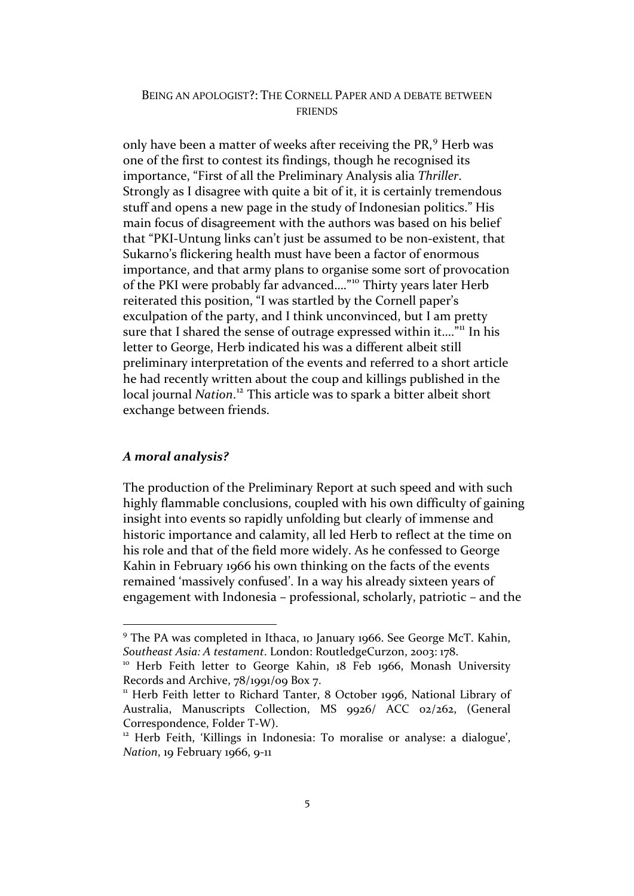only have been a matter of weeks after receiving the PR,[9] Herb was one of the first to contest its findings, though he recognised its importance, "First of all the Preliminary Analysis alia *Thriller*. Strongly as I disagree with quite a bit of it, it is certainly tremendous stuff and opens a new page in the study of Indonesian politics." His main focus of disagreement with the authors was based on his belief that "PKI-Untung links can't just be assumed to be non-existent, that Sukarno's flickering health must have been a factor of enormous importance, and that army plans to organise some sort of provocation of the PKI were probably far advanced…."[10] Thirty years later Herb reiterated this position, "I was startled by the Cornell paper's exculpation of the party, and I think unconvinced, but I am pretty sure that I shared the sense of outrage expressed within it…."[11] In his letter to George, Herb indicated his was a different albeit still preliminary interpretation of the events and referred to a short article he had recently written about the coup and killings published in the local journal *Nation*.[12] This article was to spark a bitter albeit short exchange between friends.

### *A moral analysis?*

The production of the Preliminary Report at such speed and with such highly flammable conclusions, coupled with his own difficulty of gaining insight into events so rapidly unfolding but clearly of immense and historic importance and calamity, all led Herb to reflect at the time on his role and that of the field more widely. As he confessed to George Kahin in February 1966 his own thinking on the facts of the events remained 'massively confused'. In a way his already sixteen years of engagement with Indonesia – professional, scholarly, patriotic – and the

---

[9] The PA was completed in Ithaca, 10 January 1966. See George McT. Kahin, *Southeast Asia: A testament*. London: RoutledgeCurzon, 2003: 178.

[10] Herb Feith letter to George Kahin, 18 Feb 1966, Monash University Records and Archive, 78/1991/09 Box 7.

[11] Herb Feith letter to Richard Tanter, 8 October 1996, National Library of Australia, Manuscripts Collection, MS 9926/ ACC 02/262, (General Correspondence, Folder T-W).

[12] Herb Feith, 'Killings in Indonesia: To moralise or analyse: a dialogue', *Nation*, 19 February 1966, 9-11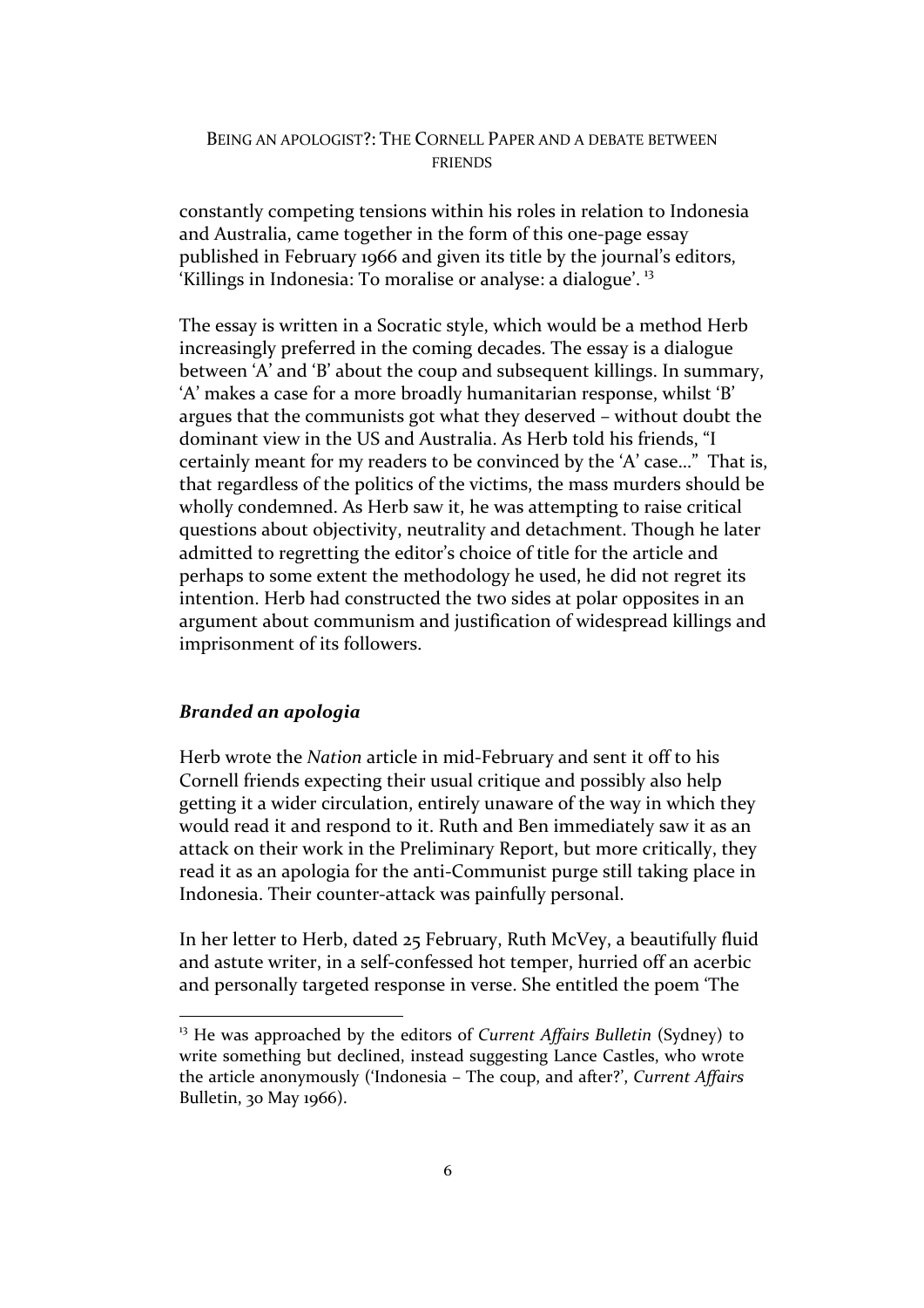constantly competing tensions within his roles in relation to Indonesia and Australia, came together in the form of this one-page essay published in February 1966 and given its title by the journal's editors, 'Killings in Indonesia: To moralise or analyse: a dialogue'. [13]

The essay is written in a Socratic style, which would be a method Herb increasingly preferred in the coming decades. The essay is a dialogue between 'A' and 'B' about the coup and subsequent killings. In summary, 'A' makes a case for a more broadly humanitarian response, whilst 'B' argues that the communists got what they deserved – without doubt the dominant view in the US and Australia. As Herb told his friends, "I certainly meant for my readers to be convinced by the 'A' case…" That is, that regardless of the politics of the victims, the mass murders should be wholly condemned. As Herb saw it, he was attempting to raise critical questions about objectivity, neutrality and detachment. Though he later admitted to regretting the editor's choice of title for the article and perhaps to some extent the methodology he used, he did not regret its intention. Herb had constructed the two sides at polar opposites in an argument about communism and justification of widespread killings and imprisonment of its followers.

### *Branded an apologia*

Herb wrote the *Nation* article in mid-February and sent it off to his Cornell friends expecting their usual critique and possibly also help getting it a wider circulation, entirely unaware of the way in which they would read it and respond to it. Ruth and Ben immediately saw it as an attack on their work in the Preliminary Report, but more critically, they read it as an apologia for the anti-Communist purge still taking place in Indonesia. Their counter-attack was painfully personal.

In her letter to Herb, dated 25 February, Ruth McVey, a beautifully fluid and astute writer, in a self-confessed hot temper, hurried off an acerbic and personally targeted response in verse. She entitled the poem 'The

---

[13] He was approached by the editors of *Current Affairs Bulletin* (Sydney) to write something but declined, instead suggesting Lance Castles, who wrote the article anonymously ('Indonesia – The coup, and after?', *Current Affairs* Bulletin, 30 May 1966).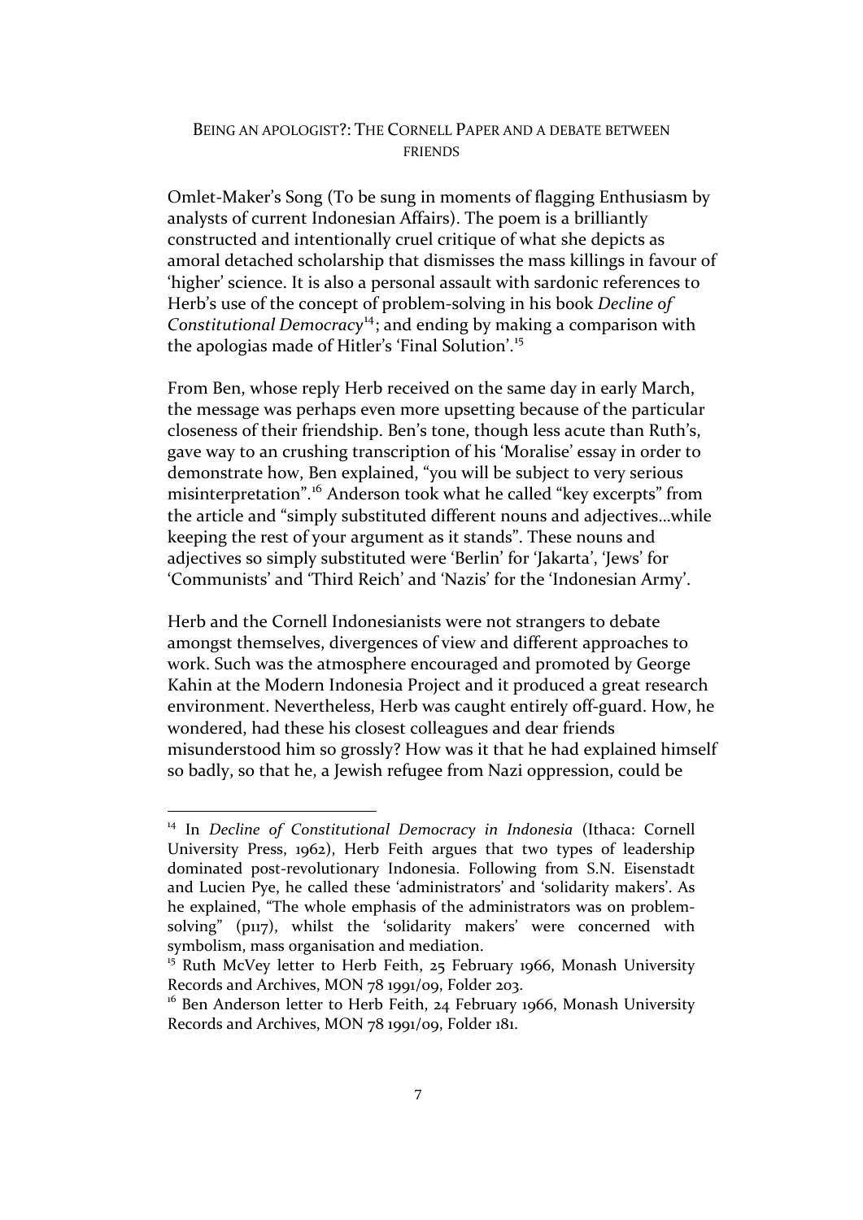BEING AN APOLOGIST?: THE CORNELL PAPER AND A DEBATE BETWEEN FRIENDS

Omlet-Maker's Song (To be sung in moments of flagging Enthusiasm by analysts of current Indonesian Affairs). The poem is a brilliantly constructed and intentionally cruel critique of what she depicts as amoral detached scholarship that dismisses the mass killings in favour of 'higher' science. It is also a personal assault with sardonic references to Herb's use of the concept of problem-solving in his book *Decline of Constitutional Democracy*[14]; and ending by making a comparison with the apologias made of Hitler's 'Final Solution'.[15]

From Ben, whose reply Herb received on the same day in early March, the message was perhaps even more upsetting because of the particular closeness of their friendship. Ben's tone, though less acute than Ruth's, gave way to an crushing transcription of his 'Moralise' essay in order to demonstrate how, Ben explained, "you will be subject to very serious misinterpretation".[16] Anderson took what he called "key excerpts" from the article and "simply substituted different nouns and adjectives…while keeping the rest of your argument as it stands". These nouns and adjectives so simply substituted were 'Berlin' for 'Jakarta', 'Jews' for 'Communists' and 'Third Reich' and 'Nazis' for the 'Indonesian Army'.

Herb and the Cornell Indonesianists were not strangers to debate amongst themselves, divergences of view and different approaches to work. Such was the atmosphere encouraged and promoted by George Kahin at the Modern Indonesia Project and it produced a great research environment. Nevertheless, Herb was caught entirely off-guard. How, he wondered, had these his closest colleagues and dear friends misunderstood him so grossly? How was it that he had explained himself so badly, so that he, a Jewish refugee from Nazi oppression, could be

---

[14] In *Decline of Constitutional Democracy in Indonesia* (Ithaca: Cornell University Press, 1962), Herb Feith argues that two types of leadership dominated post-revolutionary Indonesia. Following from S.N. Eisenstadt and Lucien Pye, he called these 'administrators' and 'solidarity makers'. As he explained, "The whole emphasis of the administrators was on problem-solving" (p117), whilst the 'solidarity makers' were concerned with symbolism, mass organisation and mediation.

[15] Ruth McVey letter to Herb Feith, 25 February 1966, Monash University Records and Archives, MON 78 1991/09, Folder 203.

[16] Ben Anderson letter to Herb Feith, 24 February 1966, Monash University Records and Archives, MON 78 1991/09, Folder 181.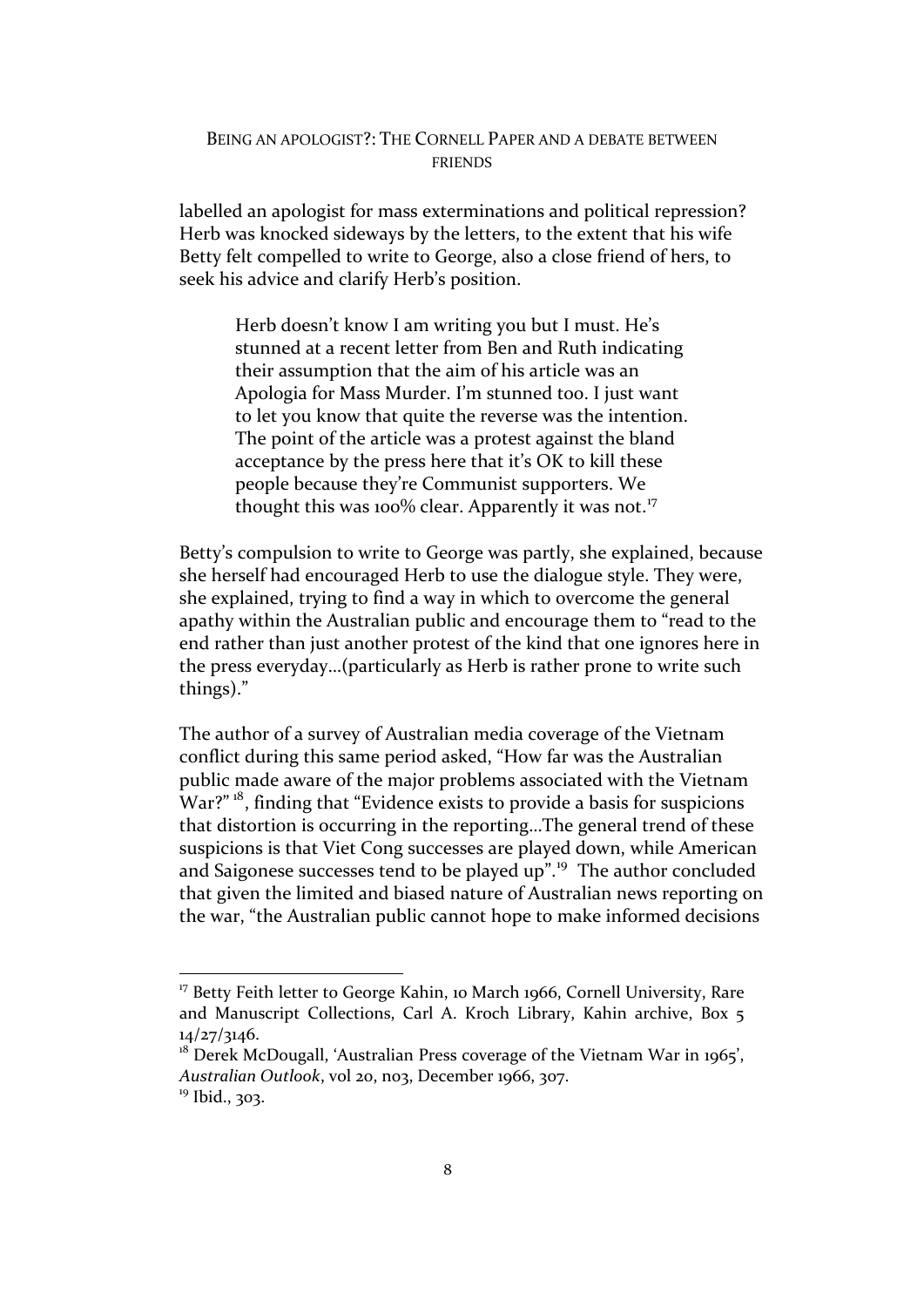labelled an apologist for mass exterminations and political repression? Herb was knocked sideways by the letters, to the extent that his wife Betty felt compelled to write to George, also a close friend of hers, to seek his advice and clarify Herb's position.

> Herb doesn't know I am writing you but I must. He's stunned at a recent letter from Ben and Ruth indicating their assumption that the aim of his article was an Apologia for Mass Murder. I'm stunned too. I just want to let you know that quite the reverse was the intention. The point of the article was a protest against the bland acceptance by the press here that it's OK to kill these people because they're Communist supporters. We thought this was 100% clear. Apparently it was not.[17]

Betty's compulsion to write to George was partly, she explained, because she herself had encouraged Herb to use the dialogue style. They were, she explained, trying to find a way in which to overcome the general apathy within the Australian public and encourage them to "read to the end rather than just another protest of the kind that one ignores here in the press everyday…(particularly as Herb is rather prone to write such things)."

The author of a survey of Australian media coverage of the Vietnam conflict during this same period asked, "How far was the Australian public made aware of the major problems associated with the Vietnam War?"[18], finding that "Evidence exists to provide a basis for suspicions that distortion is occurring in the reporting…The general trend of these suspicions is that Viet Cong successes are played down, while American and Saigonese successes tend to be played up".[19] The author concluded that given the limited and biased nature of Australian news reporting on the war, "the Australian public cannot hope to make informed decisions

---

[17] Betty Feith letter to George Kahin, 10 March 1966, Cornell University, Rare and Manuscript Collections, Carl A. Kroch Library, Kahin archive, Box 5 14/27/3146.

[18] Derek McDougall, 'Australian Press coverage of the Vietnam War in 1965', *Australian Outlook*, vol 20, no3, December 1966, 307.

[19] Ibid., 303.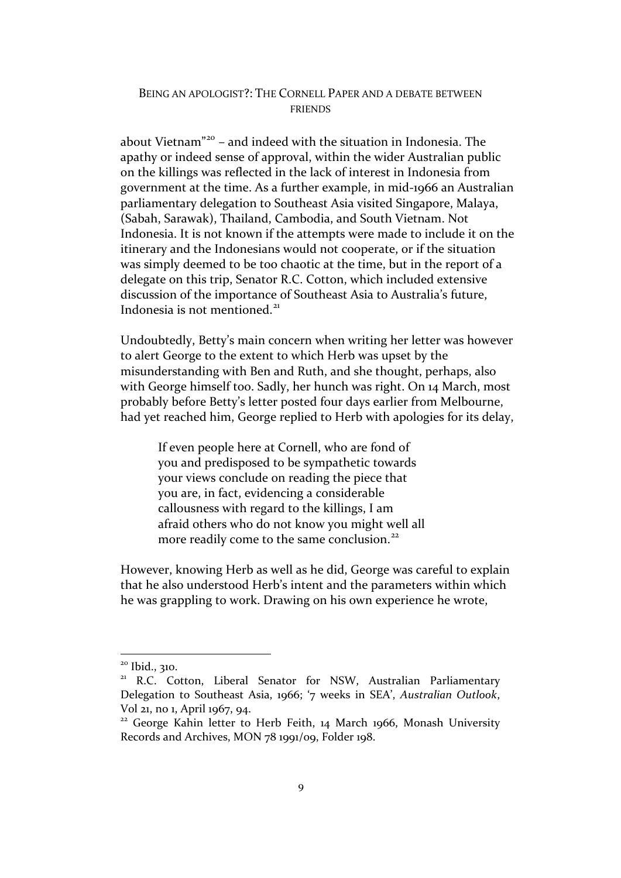about Vietnam"[20] – and indeed with the situation in Indonesia. The apathy or indeed sense of approval, within the wider Australian public on the killings was reflected in the lack of interest in Indonesia from government at the time. As a further example, in mid-1966 an Australian parliamentary delegation to Southeast Asia visited Singapore, Malaya, (Sabah, Sarawak), Thailand, Cambodia, and South Vietnam. Not Indonesia. It is not known if the attempts were made to include it on the itinerary and the Indonesians would not cooperate, or if the situation was simply deemed to be too chaotic at the time, but in the report of a delegate on this trip, Senator R.C. Cotton, which included extensive discussion of the importance of Southeast Asia to Australia's future, Indonesia is not mentioned.[21]

Undoubtedly, Betty's main concern when writing her letter was however to alert George to the extent to which Herb was upset by the misunderstanding with Ben and Ruth, and she thought, perhaps, also with George himself too. Sadly, her hunch was right. On 14 March, most probably before Betty's letter posted four days earlier from Melbourne, had yet reached him, George replied to Herb with apologies for its delay,

> If even people here at Cornell, who are fond of you and predisposed to be sympathetic towards your views conclude on reading the piece that you are, in fact, evidencing a considerable callousness with regard to the killings, I am afraid others who do not know you might well all more readily come to the same conclusion.[22]

However, knowing Herb as well as he did, George was careful to explain that he also understood Herb's intent and the parameters within which he was grappling to work. Drawing on his own experience he wrote,

---

[20] Ibid., 310.

[21] R.C. Cotton, Liberal Senator for NSW, Australian Parliamentary Delegation to Southeast Asia, 1966; '7 weeks in SEA', *Australian Outlook*, Vol 21, no 1, April 1967, 94.

[22] George Kahin letter to Herb Feith, 14 March 1966, Monash University Records and Archives, MON 78 1991/09, Folder 198.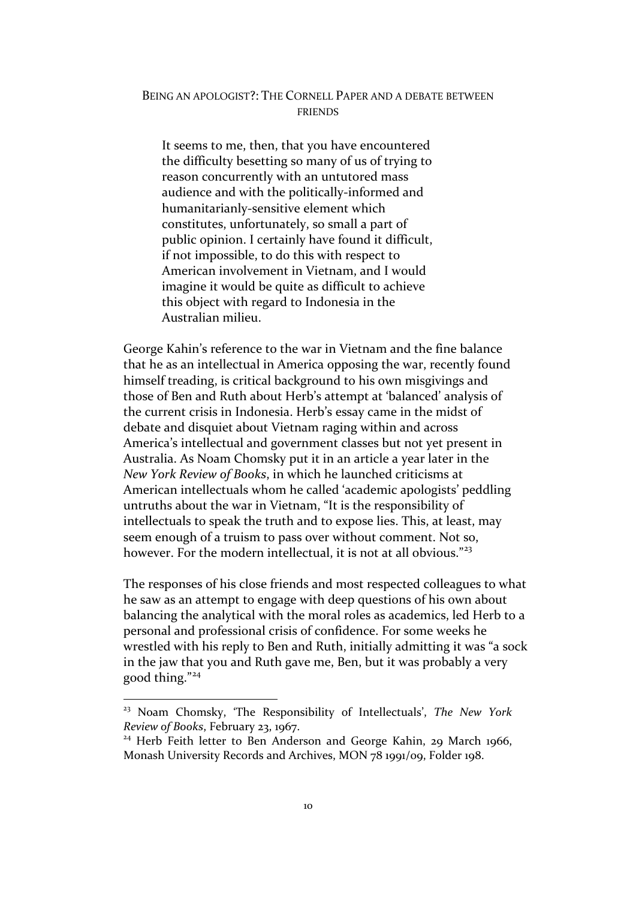## Being an apologist?: The Cornell Paper and a debate between friends

> It seems to me, then, that you have encountered the difficulty besetting so many of us of trying to reason concurrently with an untutored mass audience and with the politically-informed and humanitarianly-sensitive element which constitutes, unfortunately, so small a part of public opinion. I certainly have found it difficult, if not impossible, to do this with respect to American involvement in Vietnam, and I would imagine it would be quite as difficult to achieve this object with regard to Indonesia in the Australian milieu.

George Kahin's reference to the war in Vietnam and the fine balance that he as an intellectual in America opposing the war, recently found himself treading, is critical background to his own misgivings and those of Ben and Ruth about Herb's attempt at 'balanced' analysis of the current crisis in Indonesia. Herb's essay came in the midst of debate and disquiet about Vietnam raging within and across America's intellectual and government classes but not yet present in Australia. As Noam Chomsky put it in an article a year later in the *New York Review of Books*, in which he launched criticisms at American intellectuals whom he called 'academic apologists' peddling untruths about the war in Vietnam, "It is the responsibility of intellectuals to speak the truth and to expose lies. This, at least, may seem enough of a truism to pass over without comment. Not so, however. For the modern intellectual, it is not at all obvious."[23]

The responses of his close friends and most respected colleagues to what he saw as an attempt to engage with deep questions of his own about balancing the analytical with the moral roles as academics, led Herb to a personal and professional crisis of confidence. For some weeks he wrestled with his reply to Ben and Ruth, initially admitting it was "a sock in the jaw that you and Ruth gave me, Ben, but it was probably a very good thing."[24]

---

[23] Noam Chomsky, 'The Responsibility of Intellectuals', *The New York Review of Books*, February 23, 1967.

[24] Herb Feith letter to Ben Anderson and George Kahin, 29 March 1966, Monash University Records and Archives, MON 78 1991/09, Folder 198.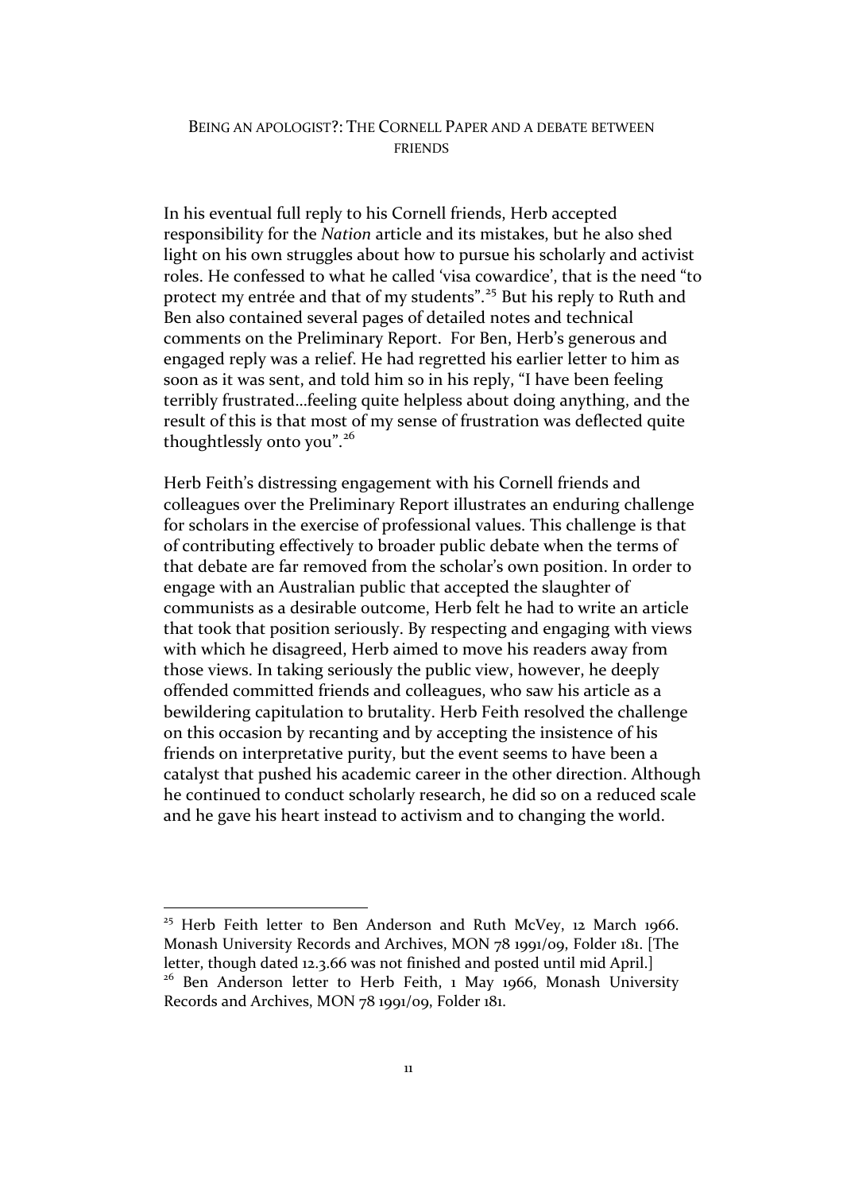In his eventual full reply to his Cornell friends, Herb accepted responsibility for the *Nation* article and its mistakes, but he also shed light on his own struggles about how to pursue his scholarly and activist roles. He confessed to what he called 'visa cowardice', that is the need "to protect my entrée and that of my students".[25] But his reply to Ruth and Ben also contained several pages of detailed notes and technical comments on the Preliminary Report. For Ben, Herb's generous and engaged reply was a relief. He had regretted his earlier letter to him as soon as it was sent, and told him so in his reply, "I have been feeling terribly frustrated…feeling quite helpless about doing anything, and the result of this is that most of my sense of frustration was deflected quite thoughtlessly onto you".[26]

Herb Feith's distressing engagement with his Cornell friends and colleagues over the Preliminary Report illustrates an enduring challenge for scholars in the exercise of professional values. This challenge is that of contributing effectively to broader public debate when the terms of that debate are far removed from the scholar's own position. In order to engage with an Australian public that accepted the slaughter of communists as a desirable outcome, Herb felt he had to write an article that took that position seriously. By respecting and engaging with views with which he disagreed, Herb aimed to move his readers away from those views. In taking seriously the public view, however, he deeply offended committed friends and colleagues, who saw his article as a bewildering capitulation to brutality. Herb Feith resolved the challenge on this occasion by recanting and by accepting the insistence of his friends on interpretative purity, but the event seems to have been a catalyst that pushed his academic career in the other direction. Although he continued to conduct scholarly research, he did so on a reduced scale and he gave his heart instead to activism and to changing the world.

---

[25] Herb Feith letter to Ben Anderson and Ruth McVey, 12 March 1966. Monash University Records and Archives, MON 78 1991/09, Folder 181. [The letter, though dated 12.3.66 was not finished and posted until mid April.]

[26] Ben Anderson letter to Herb Feith, 1 May 1966, Monash University Records and Archives, MON 78 1991/09, Folder 181.